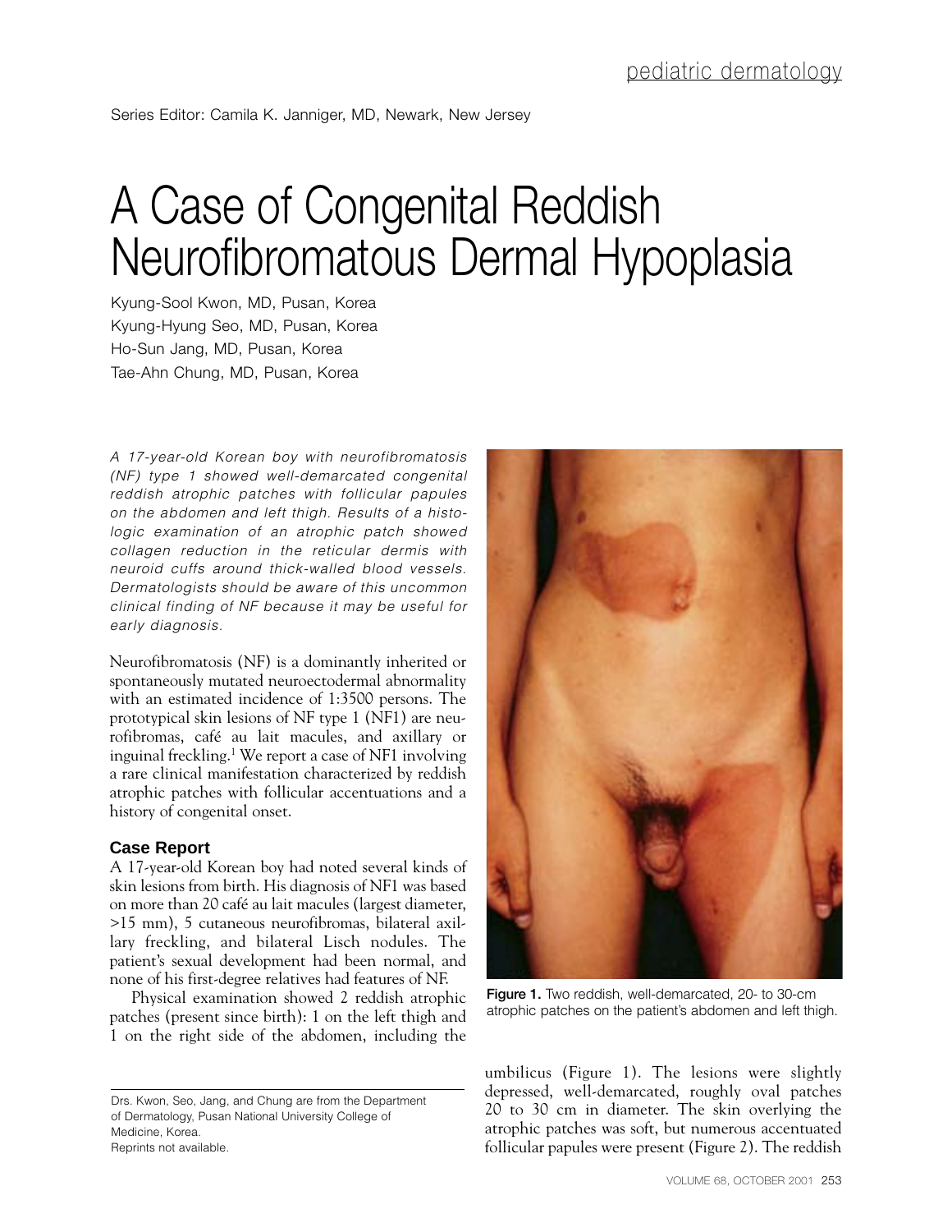pediatric dermatology

Series Editor: Camila K. Janniger, MD, Newark, New Jersey

# A Case of Congenital Reddish Neurofibromatous Dermal Hypoplasia

Kyung-Sool Kwon, MD, Pusan, Korea
Kyung-Hyung Seo, MD, Pusan, Korea
Ho-Sun Jang, MD, Pusan, Korea
Tae-Ahn Chung, MD, Pusan, Korea

*A 17-year-old Korean boy with neurofibromatosis (NF) type 1 showed well-demarcated congenital reddish atrophic patches with follicular papules on the abdomen and left thigh. Results of a histologic examination of an atrophic patch showed collagen reduction in the reticular dermis with neuroid cuffs around thick-walled blood vessels. Dermatologists should be aware of this uncommon clinical finding of NF because it may be useful for early diagnosis.*

Neurofibromatosis (NF) is a dominantly inherited or spontaneously mutated neuroectodermal abnormality with an estimated incidence of 1:3500 persons. The prototypical skin lesions of NF type 1 (NF1) are neurofibromas, café au lait macules, and axillary or inguinal freckling.[1] We report a case of NF1 involving a rare clinical manifestation characterized by reddish atrophic patches with follicular accentuations and a history of congenital onset.

## Case Report

A 17-year-old Korean boy had noted several kinds of skin lesions from birth. His diagnosis of NF1 was based on more than 20 café au lait macules (largest diameter, >15 mm), 5 cutaneous neurofibromas, bilateral axillary freckling, and bilateral Lisch nodules. The patient's sexual development had been normal, and none of his first-degree relatives had features of NF.

Physical examination showed 2 reddish atrophic patches (present since birth): 1 on the left thigh and 1 on the right side of the abdomen, including the umbilicus (Figure 1). The lesions were slightly depressed, well-demarcated, roughly oval patches 20 to 30 cm in diameter. The skin overlying the atrophic patches was soft, but numerous accentuated follicular papules were present (Figure 2). The reddish

**Figure 1.** Two reddish, well-demarcated, 20- to 30-cm atrophic patches on the patient's abdomen and left thigh.

Drs. Kwon, Seo, Jang, and Chung are from the Department of Dermatology, Pusan National University College of Medicine, Korea.
Reprints not available.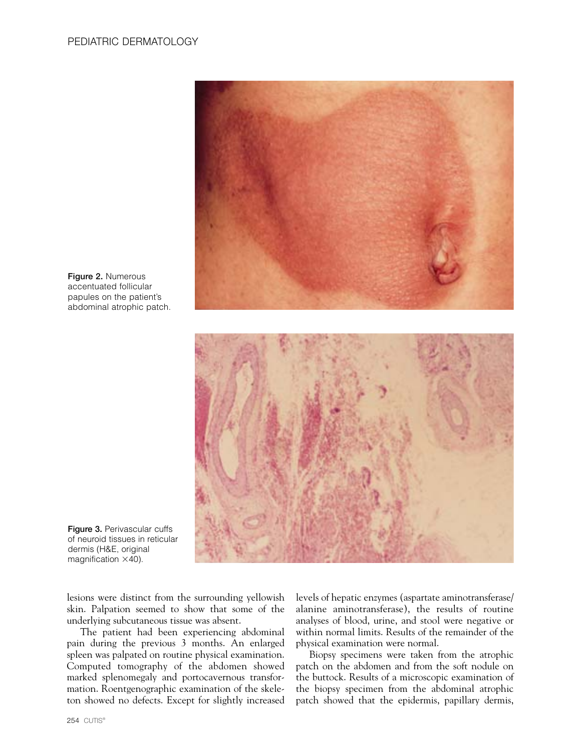Figure 2. Numerous accentuated follicular papules on the patient's abdominal atrophic patch.

Figure 3. Perivascular cuffs of neuroid tissues in reticular dermis (H&E, original magnification ×40).

lesions were distinct from the surrounding yellowish skin. Palpation seemed to show that some of the underlying subcutaneous tissue was absent.

The patient had been experiencing abdominal pain during the previous 3 months. An enlarged spleen was palpated on routine physical examination. Computed tomography of the abdomen showed marked splenomegaly and portocavernous transformation. Roentgenographic examination of the skeleton showed no defects. Except for slightly increased levels of hepatic enzymes (aspartate aminotransferase/alanine aminotransferase), the results of routine analyses of blood, urine, and stool were negative or within normal limits. Results of the remainder of the physical examination were normal.

Biopsy specimens were taken from the atrophic patch on the abdomen and from the soft nodule on the buttock. Results of a microscopic examination of the biopsy specimen from the abdominal atrophic patch showed that the epidermis, papillary dermis,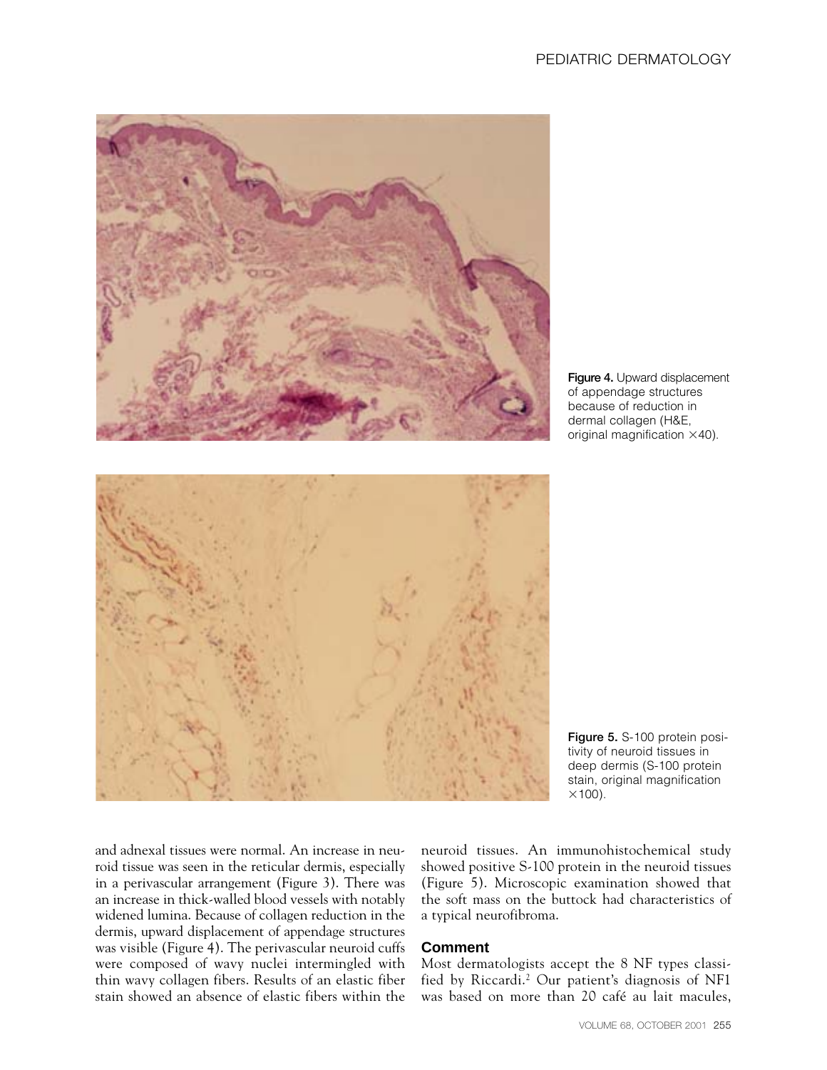Figure 4. Upward displacement of appendage structures because of reduction in dermal collagen (H&E, original magnification ×40).

Figure 5. S-100 protein positivity of neuroid tissues in deep dermis (S-100 protein stain, original magnification ×100).

and adnexal tissues were normal. An increase in neuroid tissue was seen in the reticular dermis, especially in a perivascular arrangement (Figure 3). There was an increase in thick-walled blood vessels with notably widened lumina. Because of collagen reduction in the dermis, upward displacement of appendage structures was visible (Figure 4). The perivascular neuroid cuffs were composed of wavy nuclei intermingled with thin wavy collagen fibers. Results of an elastic fiber stain showed an absence of elastic fibers within the neuroid tissues. An immunohistochemical study showed positive S-100 protein in the neuroid tissues (Figure 5). Microscopic examination showed that the soft mass on the buttock had characteristics of a typical neurofibroma.

## Comment

Most dermatologists accept the 8 NF types classified by Riccardi.[2] Our patient's diagnosis of NF1 was based on more than 20 café au lait macules,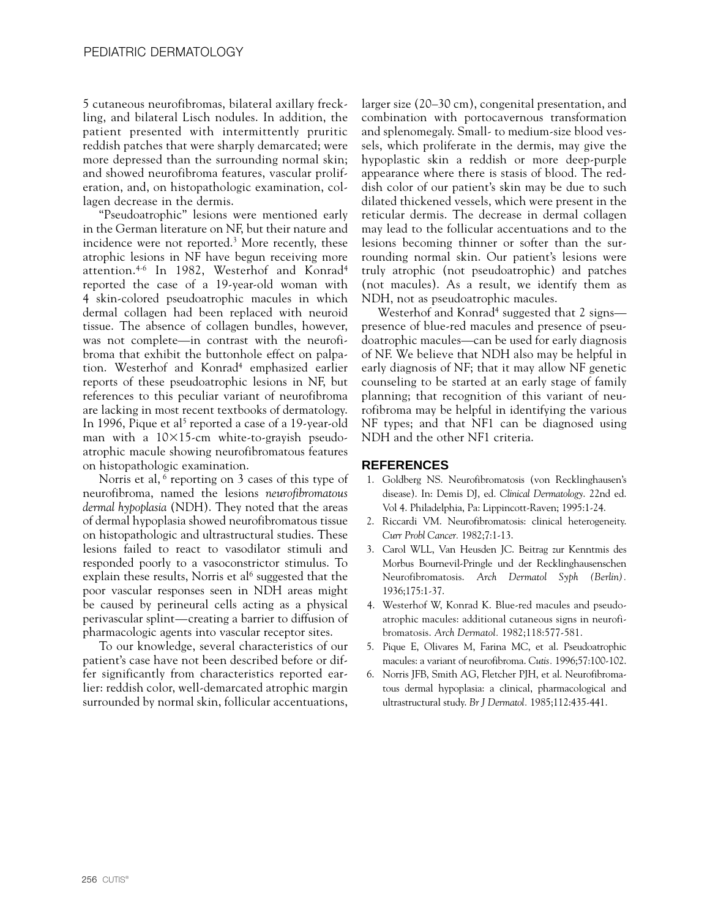5 cutaneous neurofibromas, bilateral axillary freckling, and bilateral Lisch nodules. In addition, the patient presented with intermittently pruritic reddish patches that were sharply demarcated; were more depressed than the surrounding normal skin; and showed neurofibroma features, vascular proliferation, and, on histopathologic examination, collagen decrease in the dermis.

"Pseudoatrophic" lesions were mentioned early in the German literature on NF, but their nature and incidence were not reported.[3] More recently, these atrophic lesions in NF have begun receiving more attention.[4-6] In 1982, Westerhof and Konrad[4] reported the case of a 19-year-old woman with 4 skin-colored pseudoatrophic macules in which dermal collagen had been replaced with neuroid tissue. The absence of collagen bundles, however, was not complete—in contrast with the neurofibroma that exhibit the buttonhole effect on palpation. Westerhof and Konrad[4] emphasized earlier reports of these pseudoatrophic lesions in NF, but references to this peculiar variant of neurofibroma are lacking in most recent textbooks of dermatology. In 1996, Pique et al[5] reported a case of a 19-year-old man with a 10×15-cm white-to-grayish pseudoatrophic macule showing neurofibromatous features on histopathologic examination.

Norris et al,[6] reporting on 3 cases of this type of neurofibroma, named the lesions *neurofibromatous dermal hypoplasia* (NDH). They noted that the areas of dermal hypoplasia showed neurofibromatous tissue on histopathologic and ultrastructural studies. These lesions failed to react to vasodilator stimuli and responded poorly to a vasoconstrictor stimulus. To explain these results, Norris et al[6] suggested that the poor vascular responses seen in NDH areas might be caused by perineural cells acting as a physical perivascular splint—creating a barrier to diffusion of pharmacologic agents into vascular receptor sites.

To our knowledge, several characteristics of our patient's case have not been described before or differ significantly from characteristics reported earlier: reddish color, well-demarcated atrophic margin surrounded by normal skin, follicular accentuations, larger size (20–30 cm), congenital presentation, and combination with portocavernous transformation and splenomegaly. Small- to medium-size blood vessels, which proliferate in the dermis, may give the hypoplastic skin a reddish or more deep-purple appearance where there is stasis of blood. The reddish color of our patient's skin may be due to such dilated thickened vessels, which were present in the reticular dermis. The decrease in dermal collagen may lead to the follicular accentuations and to the lesions becoming thinner or softer than the surrounding normal skin. Our patient's lesions were truly atrophic (not pseudoatrophic) and patches (not macules). As a result, we identify them as NDH, not as pseudoatrophic macules.

Westerhof and Konrad[4] suggested that 2 signs—presence of blue-red macules and presence of pseudoatrophic macules—can be used for early diagnosis of NF. We believe that NDH also may be helpful in early diagnosis of NF; that it may allow NF genetic counseling to be started at an early stage of family planning; that recognition of this variant of neurofibroma may be helpful in identifying the various NF types; and that NF1 can be diagnosed using NDH and the other NF1 criteria.

## REFERENCES

1. Goldberg NS. Neurofibromatosis (von Recklinghausen's disease). In: Demis DJ, ed. *Clinical Dermatology*. 22nd ed. Vol 4. Philadelphia, Pa: Lippincott-Raven; 1995:1-24.
2. Riccardi VM. Neurofibromatosis: clinical heterogeneity. *Curr Probl Cancer.* 1982;7:1-13.
3. Carol WLL, Van Heusden JC. Beitrag zur Kenntmis des Morbus Bournevil-Pringle und der Recklinghausenschen Neurofibromatosis. *Arch Dermatol Syph (Berlin)*. 1936;175:1-37.
4. Westerhof W, Konrad K. Blue-red macules and pseudoatrophic macules: additional cutaneous signs in neurofibromatosis. *Arch Dermatol.* 1982;118:577-581.
5. Pique E, Olivares M, Farina MC, et al. Pseudoatrophic macules: a variant of neurofibroma. *Cutis.* 1996;57:100-102.
6. Norris JFB, Smith AG, Fletcher PJH, et al. Neurofibromatous dermal hypoplasia: a clinical, pharmacological and ultrastructural study. *Br J Dermatol.* 1985;112:435-441.